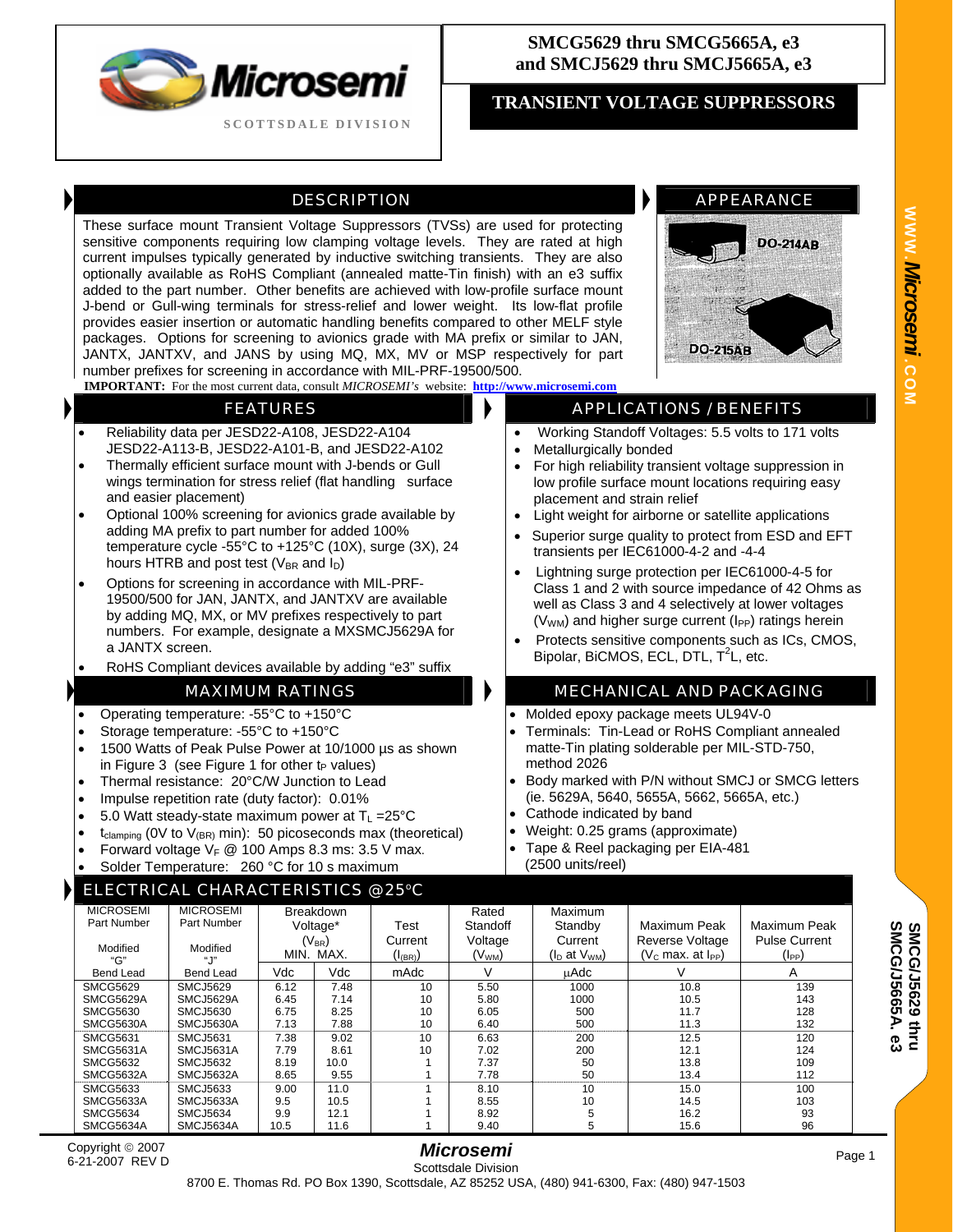# SMCG5629 thru SMCG5665A, e3 and SMCJ5629 thru SMCJ5665A, e3

## TRANSIENT VOLTAGE SUPPRESSORS

Microsemi
SCOTTSDALE DIVISION

## DESCRIPTION

These surface mount Transient Voltage Suppressors (TVSs) are used for protecting sensitive components requiring low clamping voltage levels. They are rated at high current impulses typically generated by inductive switching transients. They are also optionally available as RoHS Compliant (annealed matte-Tin finish) with an e3 suffix added to the part number. Other benefits are achieved with low-profile surface mount J-bend or Gull-wing terminals for stress-relief and lower weight. Its low-flat profile provides easier insertion or automatic handling benefits compared to other MELF style packages. Options for screening to avionics grade with MA prefix or similar to JAN, JANTX, JANTXV, and JANS by using MQ, MX, MV or MSP respectively for part number prefixes for screening in accordance with MIL-PRF-19500/500.

**IMPORTANT:** For the most current data, consult *MICROSEMI's* website: **http://www.microsemi.com**

## APPEARANCE

DO-214AB

DO-215AB

## FEATURES

- Reliability data per JESD22-A108, JESD22-A104 JESD22-A113-B, JESD22-A101-B, and JESD22-A102
- Thermally efficient surface mount with J-bends or Gull wings termination for stress relief (flat handling surface and easier placement)
- Optional 100% screening for avionics grade available by adding MA prefix to part number for added 100% temperature cycle -55°C to +125°C (10X), surge (3X), 24 hours HTRB and post test ($V_{BR}$ and $I_D$)
- Options for screening in accordance with MIL-PRF-19500/500 for JAN, JANTX, and JANTXV are available by adding MQ, MX, or MV prefixes respectively to part numbers. For example, designate a MXSMCJ5629A for a JANTX screen.
- RoHS Compliant devices available by adding "e3" suffix

## APPLICATIONS / BENEFITS

- Working Standoff Voltages: 5.5 volts to 171 volts
- Metallurgically bonded
- For high reliability transient voltage suppression in low profile surface mount locations requiring easy placement and strain relief
- Light weight for airborne or satellite applications
- Superior surge quality to protect from ESD and EFT transients per IEC61000-4-2 and -4-4
- Lightning surge protection per IEC61000-4-5 for Class 1 and 2 with source impedance of 42 Ohms as well as Class 3 and 4 selectively at lower voltages ($V_{WM}$) and higher surge current ($I_{PP}$) ratings herein
- Protects sensitive components such as ICs, CMOS, Bipolar, BiCMOS, ECL, DTL, $T^2L$, etc.

## MAXIMUM RATINGS

- Operating temperature: -55°C to +150°C
- Storage temperature: -55°C to +150°C
- 1500 Watts of Peak Pulse Power at 10/1000 µs as shown in Figure 3 (see Figure 1 for other $t_P$ values)
- Thermal resistance: 20°C/W Junction to Lead
- Impulse repetition rate (duty factor): 0.01%
- 5.0 Watt steady-state maximum power at $T_L$ =25°C
- $t_{clamping}$ (0V to $V_{(BR)}$ min): 50 picoseconds max (theoretical)
- Forward voltage $V_F$ @ 100 Amps 8.3 ms: 3.5 V max.
- Solder Temperature: 260 °C for 10 s maximum

## MECHANICAL AND PACKAGING

- Molded epoxy package meets UL94V-0
- Terminals: Tin-Lead or RoHS Compliant annealed matte-Tin plating solderable per MIL-STD-750, method 2026
- Body marked with P/N without SMCJ or SMCG letters (ie. 5629A, 5640, 5655A, 5662, 5665A, etc.)
- Cathode indicated by band
- Weight: 0.25 grams (approximate)
- Tape & Reel packaging per EIA-481 (2500 units/reel)

## ELECTRICAL CHARACTERISTICS @25°C

| MICROSEMI Part Number Modified "G" Bend Lead | MICROSEMI Part Number Modified "J" Bend Lead | Breakdown Voltage* ($V_{BR}$) MIN. | MAX. | Test Current ($I_{(BR)}$) | Rated Standoff Voltage ($V_{WM}$) | Maximum Standby Current ($I_D$ at $V_{WM}$) | Maximum Peak Reverse Voltage ($V_C$ max. at $I_{PP}$) | Maximum Peak Pulse Current ($I_{PP}$) |
|---|---|---|---|---|---|---|---|---|
| | | Vdc | Vdc | mAdc | V | µAdc | V | A |
| SMCG5629 | SMCJ5629 | 6.12 | 7.48 | 10 | 5.50 | 1000 | 10.8 | 139 |
| SMCG5629A | SMCJ5629A | 6.45 | 7.14 | 10 | 5.80 | 1000 | 10.5 | 143 |
| SMCG5630 | SMCJ5630 | 6.75 | 8.25 | 10 | 6.05 | 500 | 11.7 | 128 |
| SMCG5630A | SMCJ5630A | 7.13 | 7.88 | 10 | 6.40 | 500 | 11.3 | 132 |
| SMCG5631 | SMCJ5631 | 7.38 | 9.02 | 10 | 6.63 | 200 | 12.5 | 120 |
| SMCG5631A | SMCJ5631A | 7.79 | 8.61 | 10 | 7.02 | 200 | 12.1 | 124 |
| SMCG5632 | SMCJ5632 | 8.19 | 10.0 | 1 | 7.37 | 50 | 13.8 | 109 |
| SMCG5632A | SMCJ5632A | 8.65 | 9.55 | 1 | 7.78 | 50 | 13.4 | 112 |
| SMCG5633 | SMCJ5633 | 9.00 | 11.0 | 1 | 8.10 | 10 | 15.0 | 100 |
| SMCG5633A | SMCJ5633A | 9.5 | 10.5 | 1 | 8.55 | 10 | 14.5 | 103 |
| SMCG5634 | SMCJ5634 | 9.9 | 12.1 | 1 | 8.92 | 5 | 16.2 | 93 |
| SMCG5634A | SMCJ5634A | 10.5 | 11.6 | 1 | 9.40 | 5 | 15.6 | 96 |

Copyright © 2007
6-21-2007 REV D

*Microsemi*
Scottsdale Division
8700 E. Thomas Rd. PO Box 1390, Scottsdale, AZ 85252 USA, (480) 941-6300, Fax: (480) 947-1503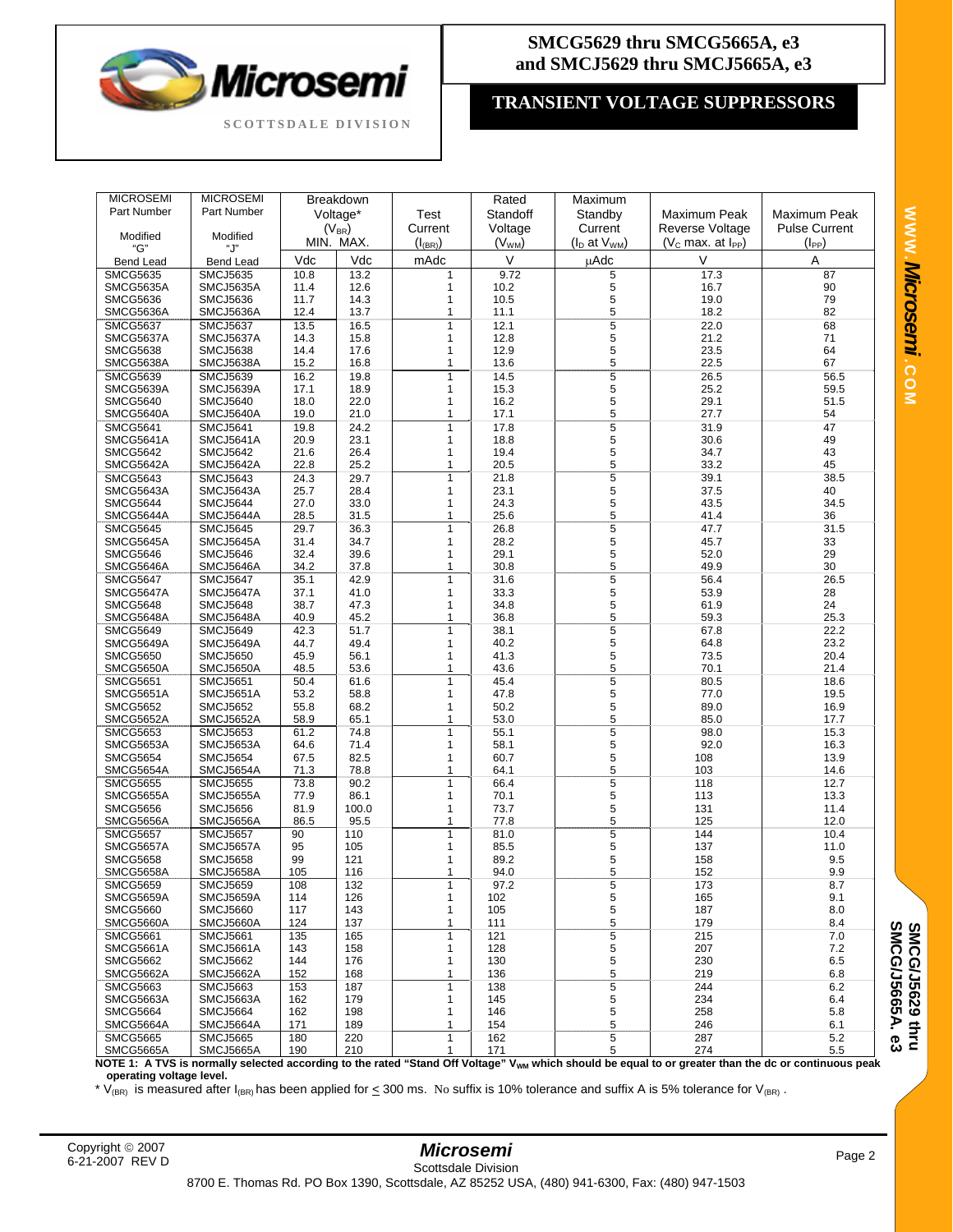# SMCG5629 thru SMCG5665A, e3 and SMCJ5629 thru SMCJ5665A, e3

## TRANSIENT VOLTAGE SUPPRESSORS

| MICROSEMI Part Number Modified "G" Bend Lead | MICROSEMI Part Number Modified "J" Bend Lead | Breakdown Voltage* ($V_{BR}$) MIN. | MAX. | Test Current ($I_{(BR)}$) | Rated Standoff Voltage ($V_{WM}$) | Maximum Standby Current ($I_D$ at $V_{WM}$) | Maximum Peak Reverse Voltage ($V_C$ max. at $I_{PP}$) | Maximum Peak Pulse Current ($I_{PP}$) |
|---|---|---|---|---|---|---|---|---|
| | | Vdc | Vdc | mAdc | V | μAdc | V | A |
| SMCG5635 | SMCJ5635 | 10.8 | 13.2 | 1 | 9.72 | 5 | 17.3 | 87 |
| SMCG5635A | SMCJ5635A | 11.4 | 12.6 | 1 | 10.2 | 5 | 16.7 | 90 |
| SMCG5636 | SMCJ5636 | 11.7 | 14.3 | 1 | 10.5 | 5 | 19.0 | 79 |
| SMCG5636A | SMCJ5636A | 12.4 | 13.7 | 1 | 11.1 | 5 | 18.2 | 82 |
| SMCG5637 | SMCJ5637 | 13.5 | 16.5 | 1 | 12.1 | 5 | 22.0 | 68 |
| SMCG5637A | SMCJ5637A | 14.3 | 15.8 | 1 | 12.8 | 5 | 21.2 | 71 |
| SMCG5638 | SMCJ5638 | 14.4 | 17.6 | 1 | 12.9 | 5 | 23.5 | 64 |
| SMCG5638A | SMCJ5638A | 15.2 | 16.8 | 1 | 13.6 | 5 | 22.5 | 67 |
| SMCG5639 | SMCJ5639 | 16.2 | 19.8 | 1 | 14.5 | 5 | 26.5 | 56.5 |
| SMCG5639A | SMCJ5639A | 17.1 | 18.9 | 1 | 15.3 | 5 | 25.2 | 59.5 |
| SMCG5640 | SMCJ5640 | 18.0 | 22.0 | 1 | 16.2 | 5 | 29.1 | 51.5 |
| SMCG5640A | SMCJ5640A | 19.0 | 21.0 | 1 | 17.1 | 5 | 27.7 | 54 |
| SMCG5641 | SMCJ5641 | 19.8 | 24.2 | 1 | 17.8 | 5 | 31.9 | 47 |
| SMCG5641A | SMCJ5641A | 20.9 | 23.1 | 1 | 18.8 | 5 | 30.6 | 49 |
| SMCG5642 | SMCJ5642 | 21.6 | 26.4 | 1 | 19.4 | 5 | 34.7 | 43 |
| SMCG5642A | SMCJ5642A | 22.8 | 25.2 | 1 | 20.5 | 5 | 33.2 | 45 |
| SMCG5643 | SMCJ5643 | 24.3 | 29.7 | 1 | 21.8 | 5 | 39.1 | 38.5 |
| SMCG5643A | SMCJ5643A | 25.7 | 28.4 | 1 | 23.1 | 5 | 37.5 | 40 |
| SMCG5644 | SMCJ5644 | 27.0 | 33.0 | 1 | 24.3 | 5 | 43.5 | 34.5 |
| SMCG5644A | SMCJ5644A | 28.5 | 31.5 | 1 | 25.6 | 5 | 41.4 | 36 |
| SMCG5645 | SMCJ5645 | 29.7 | 36.3 | 1 | 26.8 | 5 | 47.7 | 31.5 |
| SMCG5645A | SMCJ5645A | 31.4 | 34.7 | 1 | 28.2 | 5 | 45.7 | 33 |
| SMCG5646 | SMCJ5646 | 32.4 | 39.6 | 1 | 29.1 | 5 | 52.0 | 29 |
| SMCG5646A | SMCJ5646A | 34.2 | 37.8 | 1 | 30.8 | 5 | 49.9 | 30 |
| SMCG5647 | SMCJ5647 | 35.1 | 42.9 | 1 | 31.6 | 5 | 56.4 | 26.5 |
| SMCG5647A | SMCJ5647A | 37.1 | 41.0 | 1 | 33.3 | 5 | 53.9 | 28 |
| SMCG5648 | SMCJ5648 | 38.7 | 47.3 | 1 | 34.8 | 5 | 61.9 | 24 |
| SMCG5648A | SMCJ5648A | 40.9 | 45.2 | 1 | 36.8 | 5 | 59.3 | 25.3 |
| SMCG5649 | SMCJ5649 | 42.3 | 51.7 | 1 | 38.1 | 5 | 67.8 | 22.2 |
| SMCG5649A | SMCJ5649A | 44.7 | 49.4 | 1 | 40.2 | 5 | 64.8 | 23.2 |
| SMCG5650 | SMCJ5650 | 45.9 | 56.1 | 1 | 41.3 | 5 | 73.5 | 20.4 |
| SMCG5650A | SMCJ5650A | 48.5 | 53.6 | 1 | 43.6 | 5 | 70.1 | 21.4 |
| SMCG5651 | SMCJ5651 | 50.4 | 61.6 | 1 | 45.4 | 5 | 80.5 | 18.6 |
| SMCG5651A | SMCJ5651A | 53.2 | 58.8 | 1 | 47.8 | 5 | 77.0 | 19.5 |
| SMCG5652 | SMCJ5652 | 55.8 | 68.2 | 1 | 50.2 | 5 | 89.0 | 16.9 |
| SMCG5652A | SMCJ5652A | 58.9 | 65.1 | 1 | 53.0 | 5 | 85.0 | 17.7 |
| SMCG5653 | SMCJ5653 | 61.2 | 74.8 | 1 | 55.1 | 5 | 98.0 | 15.3 |
| SMCG5653A | SMCJ5653A | 64.6 | 71.4 | 1 | 58.1 | 5 | 92.0 | 16.3 |
| SMCG5654 | SMCJ5654 | 67.5 | 82.5 | 1 | 60.7 | 5 | 108 | 13.9 |
| SMCG5654A | SMCJ5654A | 71.3 | 78.8 | 1 | 64.1 | 5 | 103 | 14.6 |
| SMCG5655 | SMCJ5655 | 73.8 | 90.2 | 1 | 66.4 | 5 | 118 | 12.7 |
| SMCG5655A | SMCJ5655A | 77.9 | 86.1 | 1 | 70.1 | 5 | 113 | 13.3 |
| SMCG5656 | SMCJ5656 | 81.9 | 100.0 | 1 | 73.7 | 5 | 131 | 11.4 |
| SMCG5656A | SMCJ5656A | 86.5 | 95.5 | 1 | 77.8 | 5 | 125 | 12.0 |
| SMCG5657 | SMCJ5657 | 90 | 110 | 1 | 81.0 | 5 | 144 | 10.4 |
| SMCG5657A | SMCJ5657A | 95 | 105 | 1 | 85.5 | 5 | 137 | 11.0 |
| SMCG5658 | SMCJ5658 | 99 | 121 | 1 | 89.2 | 5 | 158 | 9.5 |
| SMCG5658A | SMCJ5658A | 105 | 116 | 1 | 94.0 | 5 | 152 | 9.9 |
| SMCG5659 | SMCJ5659 | 108 | 132 | 1 | 97.2 | 5 | 173 | 8.7 |
| SMCG5659A | SMCJ5659A | 114 | 126 | 1 | 102 | 5 | 165 | 9.1 |
| SMCG5660 | SMCJ5660 | 117 | 143 | 1 | 105 | 5 | 187 | 8.0 |
| SMCG5660A | SMCJ5660A | 124 | 137 | 1 | 111 | 5 | 179 | 8.4 |
| SMCG5661 | SMCJ5661 | 135 | 165 | 1 | 121 | 5 | 215 | 7.0 |
| SMCG5661A | SMCJ5661A | 143 | 158 | 1 | 128 | 5 | 207 | 7.2 |
| SMCG5662 | SMCJ5662 | 144 | 176 | 1 | 130 | 5 | 230 | 6.5 |
| SMCG5662A | SMCJ5662A | 152 | 168 | 1 | 136 | 5 | 219 | 6.8 |
| SMCG5663 | SMCJ5663 | 153 | 187 | 1 | 138 | 5 | 244 | 6.2 |
| SMCG5663A | SMCJ5663A | 162 | 179 | 1 | 145 | 5 | 234 | 6.4 |
| SMCG5664 | SMCJ5664 | 162 | 198 | 1 | 146 | 5 | 258 | 5.8 |
| SMCG5664A | SMCJ5664A | 171 | 189 | 1 | 154 | 5 | 246 | 6.1 |
| SMCG5665 | SMCJ5665 | 180 | 220 | 1 | 162 | 5 | 287 | 5.2 |
| SMCG5665A | SMCJ5665A | 190 | 210 | 1 | 171 | 5 | 274 | 5.5 |

**NOTE 1: A TVS is normally selected according to the rated "Stand Off Voltage" $V_{WM}$ which should be equal to or greater than the dc or continuous peak operating voltage level.**

* $V_{(BR)}$ is measured after $I_{(BR)}$ has been applied for ≤ 300 ms. No suffix is 10% tolerance and suffix A is 5% tolerance for $V_{(BR)}$.

Copyright © 2007
6-21-2007 REV D

**Microsemi**
Scottsdale Division
8700 E. Thomas Rd. PO Box 1390, Scottsdale, AZ 85252 USA, (480) 941-6300, Fax: (480) 947-1503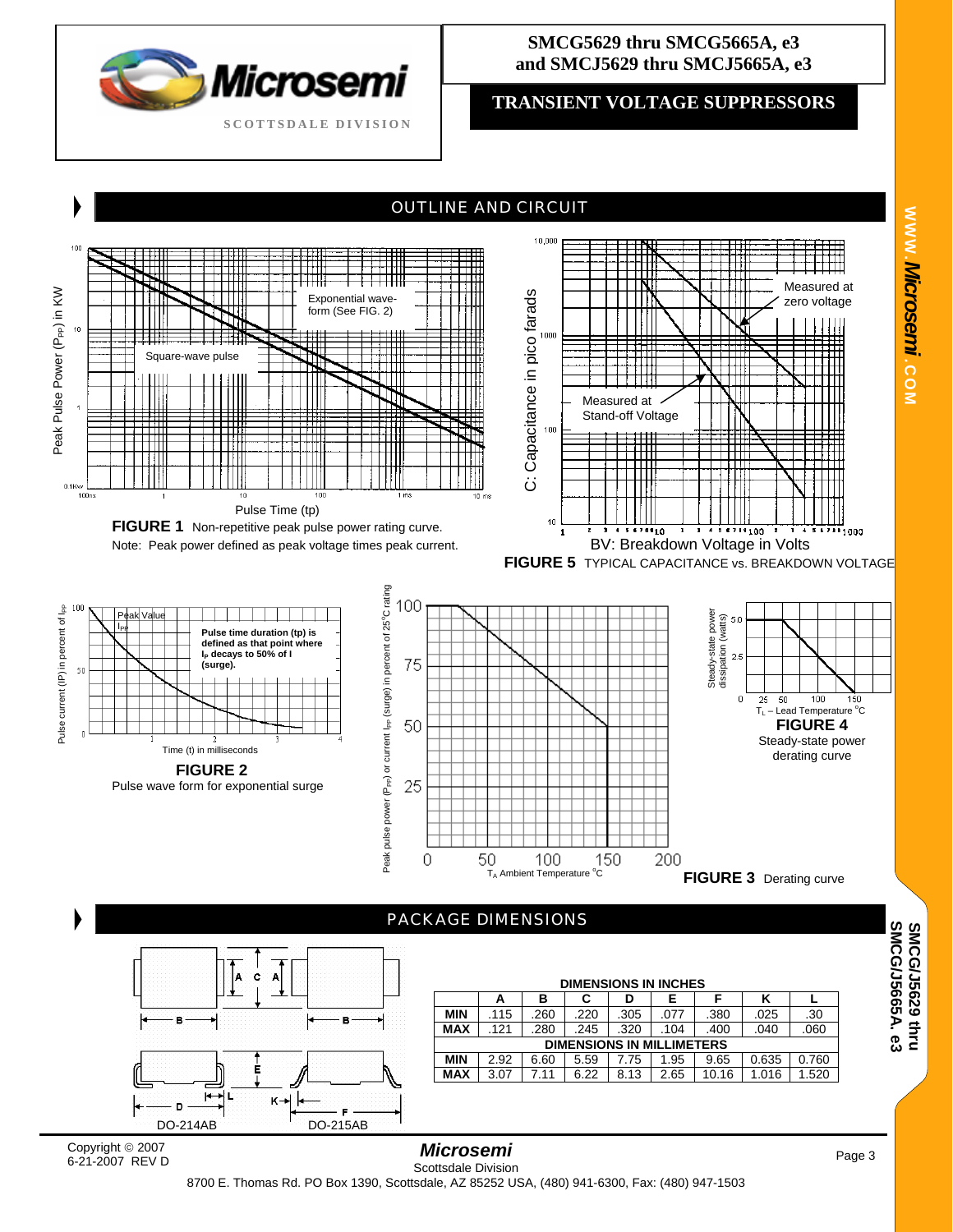## OUTLINE AND CIRCUIT

100
10
1
0.1Kw
100ns
1
10
100
1 ms
10 ms

Peak Pulse Power ($P_{PP}$) in KW

Exponential wave-form (See FIG. 2)

Square-wave pulse

Pulse Time (tp)

**FIGURE 1** Non-repetitive peak pulse power rating curve.

Note: Peak power defined as peak voltage times peak current.

10,000
1000
100
10

C: Capacitance in pico farads

Measured at zero voltage

Measured at Stand-off Voltage

1 2 3 4 5 6 7 8 9 10 2 3 4 5 6 7 8 100 2 3 4 5 6 7 8 1000

BV: Breakdown Voltage in Volts

**FIGURE 5** TYPICAL CAPACITANCE vs. BREAKDOWN VOLTAGE

100
50
0

Pulse current (IP) in percent of $I_{PP}$

Peak Value $I_{PP}$

**Pulse time duration (tp) is defined as that point where $I_P$ decays to 50% of I (surge).**

1
2
3
4

Time (t) in milliseconds

**FIGURE 2**

Pulse wave form for exponential surge

100
75
50
25
0
50
100
150
200

Peak pulse power ($P_{PP}$) or current $I_{PP}$ (surge) in percent of 25°C rating

$T_A$ Ambient Temperature °C

**FIGURE 3** Derating curve

5.0
2.5
0
25
50
100
150

Steady-state power dissipation (watts)

$T_L$ – Lead Temperature °C

**FIGURE 4**

Steady-state power derating curve

## PACKAGE DIMENSIONS

A C A B B E D L K F

DO-214AB

DO-215AB

| | A | B | C | D | E | F | K | L |
|---|---|---|---|---|---|---|---|---|
| **DIMENSIONS IN INCHES** | | | | | | | | |
| **MIN** | .115 | .260 | .220 | .305 | .077 | .380 | .025 | .30 |
| **MAX** | .121 | .280 | .245 | .320 | .104 | .400 | .040 | .060 |
| **DIMENSIONS IN MILLIMETERS** | | | | | | | | |
| **MIN** | 2.92 | 6.60 | 5.59 | 7.75 | 1.95 | 9.65 | 0.635 | 0.760 |
| **MAX** | 3.07 | 7.11 | 6.22 | 8.13 | 2.65 | 10.16 | 1.016 | 1.520 |

Copyright © 2007
6-21-2007 REV D

***Microsemi***
Scottsdale Division
8700 E. Thomas Rd. PO Box 1390, Scottsdale, AZ 85252 USA, (480) 941-6300, Fax: (480) 947-1503